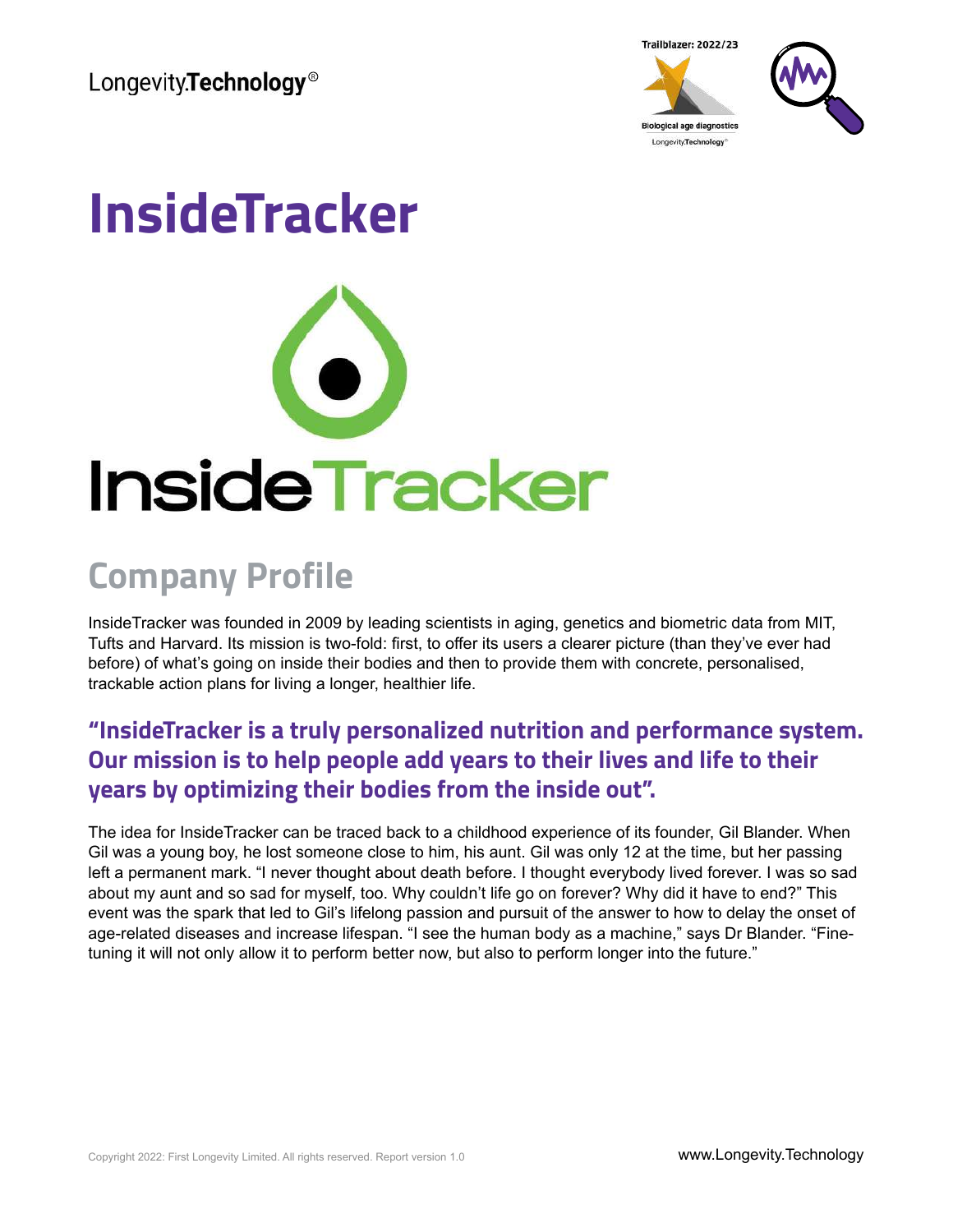# InsideTracker

## Company Profile

InsideTracker was founded in 2009 by leading scientists in aging, genetics and biometric data from MIT, Tufts and Harvard. Its mission is two-fold: first, to offer its users a clearer picture (than they've ever had before) of what's going on inside their bodies and then to provide them with concrete, personalised, trackable action plans for living a longer, healthier life.

### "InsideTracker is a truly personalized nutrition and performance system. Our mission is to help people add years to their lives and life to their years by optimizing their bodies from the inside out".

The idea for InsideTracker can be traced back to a childhood experience of its founder, Gil Blander. When Gil was a young boy, he lost someone close to him, his aunt. Gil was only 12 at the time, but her passing left a permanent mark. "I never thought about death before. I thought everybody lived forever. I was so sad about my aunt and so sad for myself, too. Why couldn't life go on forever? Why did it have to end?" This event was the spark that led to Gil's lifelong passion and pursuit of the answer to how to delay the onset of age-related diseases and increase lifespan. "I see the human body as a machine," says Dr Blander. "Fine-tuning it will not only allow it to perform better now, but also to perform longer into the future."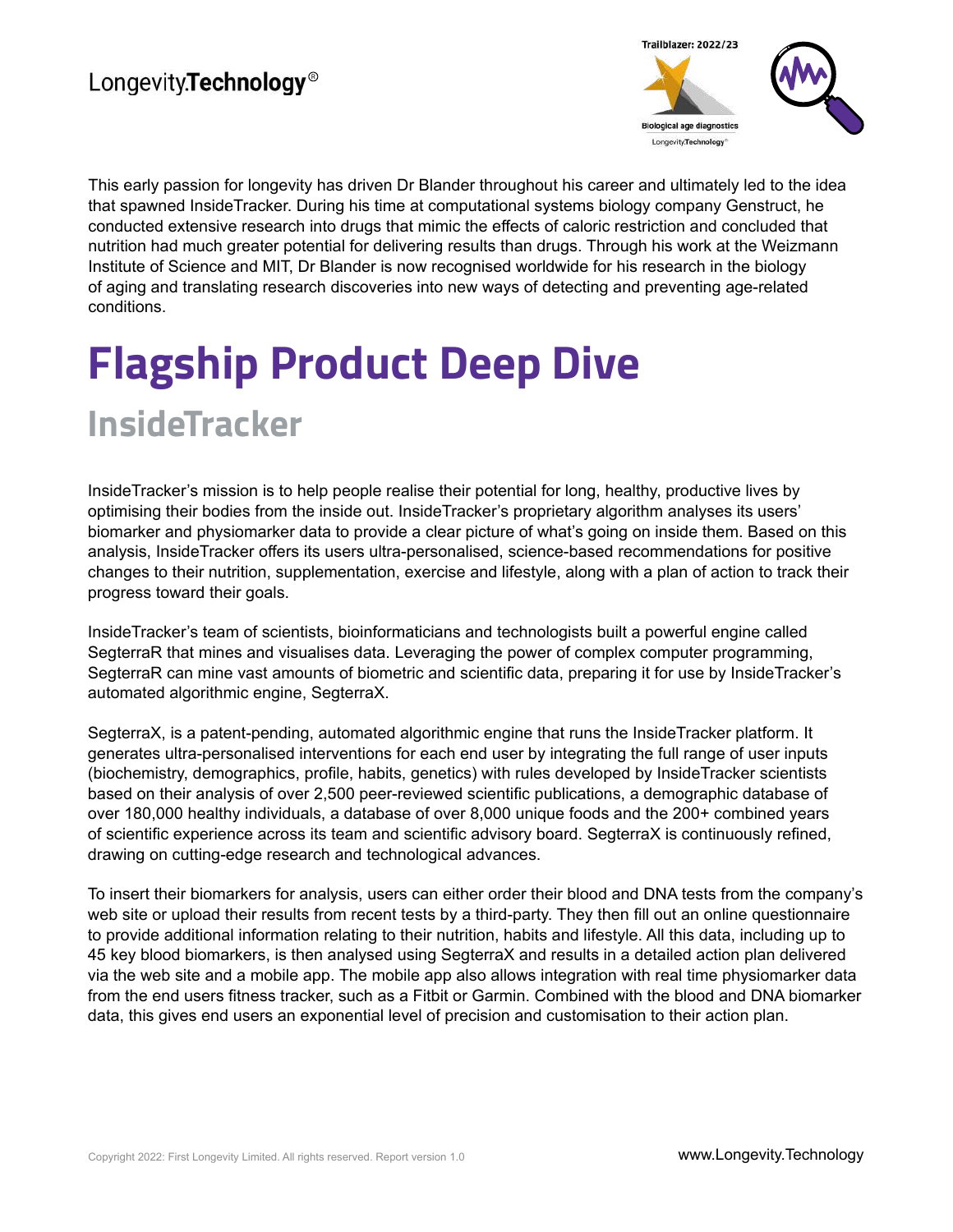This early passion for longevity has driven Dr Blander throughout his career and ultimately led to the idea that spawned InsideTracker. During his time at computational systems biology company Genstruct, he conducted extensive research into drugs that mimic the effects of caloric restriction and concluded that nutrition had much greater potential for delivering results than drugs. Through his work at the Weizmann Institute of Science and MIT, Dr Blander is now recognised worldwide for his research in the biology of aging and translating research discoveries into new ways of detecting and preventing age-related conditions.

# Flagship Product Deep Dive

## InsideTracker

InsideTracker's mission is to help people realise their potential for long, healthy, productive lives by optimising their bodies from the inside out. InsideTracker's proprietary algorithm analyses its users' biomarker and physiomarker data to provide a clear picture of what's going on inside them. Based on this analysis, InsideTracker offers its users ultra-personalised, science-based recommendations for positive changes to their nutrition, supplementation, exercise and lifestyle, along with a plan of action to track their progress toward their goals.

InsideTracker's team of scientists, bioinformaticians and technologists built a powerful engine called SegterraR that mines and visualises data. Leveraging the power of complex computer programming, SegterraR can mine vast amounts of biometric and scientific data, preparing it for use by InsideTracker's automated algorithmic engine, SegterraX.

SegterraX, is a patent-pending, automated algorithmic engine that runs the InsideTracker platform. It generates ultra-personalised interventions for each end user by integrating the full range of user inputs (biochemistry, demographics, profile, habits, genetics) with rules developed by InsideTracker scientists based on their analysis of over 2,500 peer-reviewed scientific publications, a demographic database of over 180,000 healthy individuals, a database of over 8,000 unique foods and the 200+ combined years of scientific experience across its team and scientific advisory board. SegterraX is continuously refined, drawing on cutting-edge research and technological advances.

To insert their biomarkers for analysis, users can either order their blood and DNA tests from the company's web site or upload their results from recent tests by a third-party. They then fill out an online questionnaire to provide additional information relating to their nutrition, habits and lifestyle. All this data, including up to 45 key blood biomarkers, is then analysed using SegterraX and results in a detailed action plan delivered via the web site and a mobile app. The mobile app also allows integration with real time physiomarker data from the end users fitness tracker, such as a Fitbit or Garmin. Combined with the blood and DNA biomarker data, this gives end users an exponential level of precision and customisation to their action plan.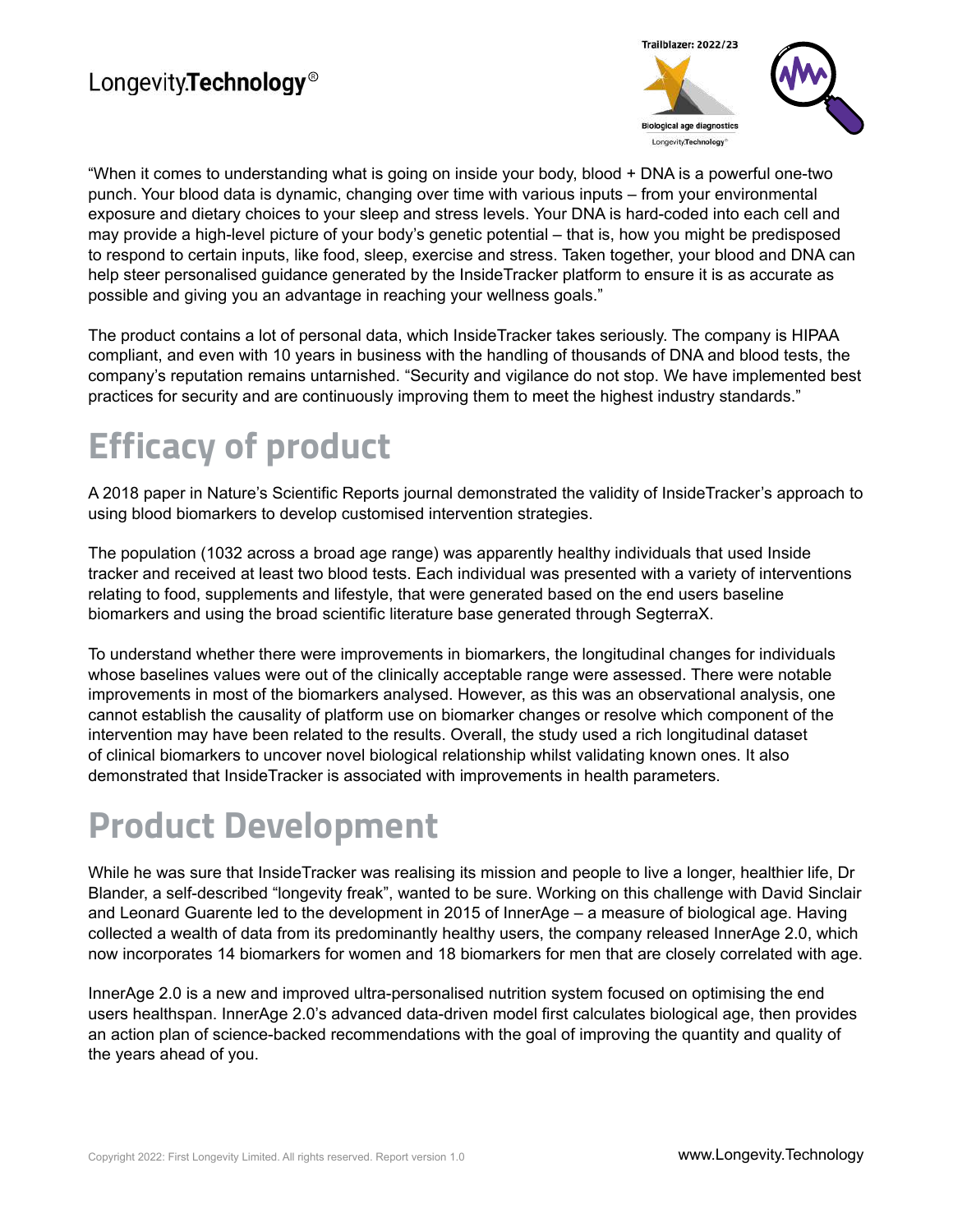"When it comes to understanding what is going on inside your body, blood + DNA is a powerful one-two punch. Your blood data is dynamic, changing over time with various inputs – from your environmental exposure and dietary choices to your sleep and stress levels. Your DNA is hard-coded into each cell and may provide a high-level picture of your body's genetic potential – that is, how you might be predisposed to respond to certain inputs, like food, sleep, exercise and stress. Taken together, your blood and DNA can help steer personalised guidance generated by the InsideTracker platform to ensure it is as accurate as possible and giving you an advantage in reaching your wellness goals."

The product contains a lot of personal data, which InsideTracker takes seriously. The company is HIPAA compliant, and even with 10 years in business with the handling of thousands of DNA and blood tests, the company's reputation remains untarnished. "Security and vigilance do not stop. We have implemented best practices for security and are continuously improving them to meet the highest industry standards."

## Efficacy of product

A 2018 paper in Nature's Scientific Reports journal demonstrated the validity of InsideTracker's approach to using blood biomarkers to develop customised intervention strategies.

The population (1032 across a broad age range) was apparently healthy individuals that used Inside tracker and received at least two blood tests. Each individual was presented with a variety of interventions relating to food, supplements and lifestyle, that were generated based on the end users baseline biomarkers and using the broad scientific literature base generated through SegterraX.

To understand whether there were improvements in biomarkers, the longitudinal changes for individuals whose baselines values were out of the clinically acceptable range were assessed. There were notable improvements in most of the biomarkers analysed. However, as this was an observational analysis, one cannot establish the causality of platform use on biomarker changes or resolve which component of the intervention may have been related to the results. Overall, the study used a rich longitudinal dataset of clinical biomarkers to uncover novel biological relationship whilst validating known ones. It also demonstrated that InsideTracker is associated with improvements in health parameters.

## Product Development

While he was sure that InsideTracker was realising its mission and people to live a longer, healthier life, Dr Blander, a self-described "longevity freak", wanted to be sure. Working on this challenge with David Sinclair and Leonard Guarente led to the development in 2015 of InnerAge – a measure of biological age. Having collected a wealth of data from its predominantly healthy users, the company released InnerAge 2.0, which now incorporates 14 biomarkers for women and 18 biomarkers for men that are closely correlated with age.

InnerAge 2.0 is a new and improved ultra-personalised nutrition system focused on optimising the end users healthspan. InnerAge 2.0's advanced data-driven model first calculates biological age, then provides an action plan of science-backed recommendations with the goal of improving the quantity and quality of the years ahead of you.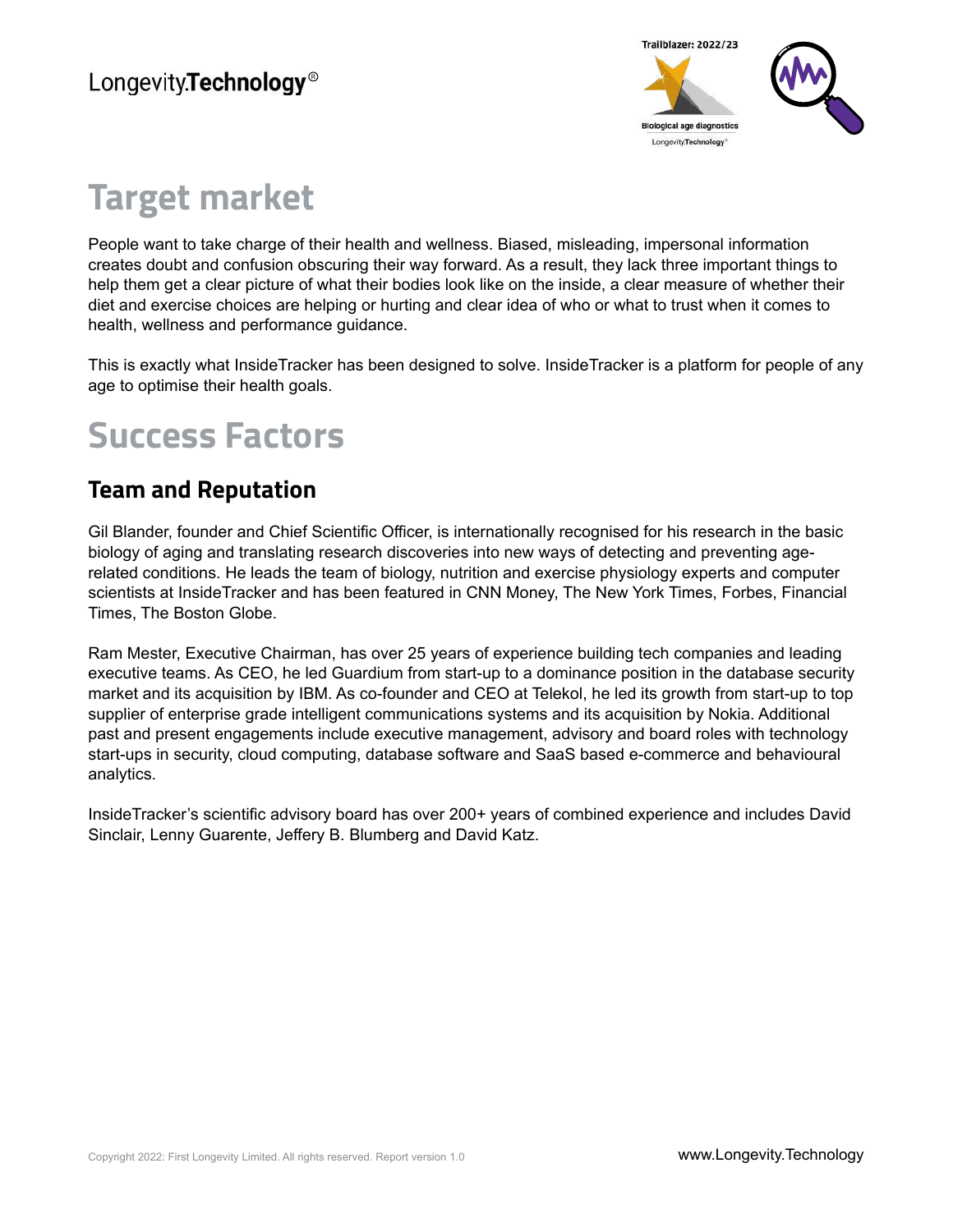# Target market

People want to take charge of their health and wellness. Biased, misleading, impersonal information creates doubt and confusion obscuring their way forward. As a result, they lack three important things to help them get a clear picture of what their bodies look like on the inside, a clear measure of whether their diet and exercise choices are helping or hurting and clear idea of who or what to trust when it comes to health, wellness and performance guidance.

This is exactly what InsideTracker has been designed to solve. InsideTracker is a platform for people of any age to optimise their health goals.

# Success Factors

## Team and Reputation

Gil Blander, founder and Chief Scientific Officer, is internationally recognised for his research in the basic biology of aging and translating research discoveries into new ways of detecting and preventing age-related conditions. He leads the team of biology, nutrition and exercise physiology experts and computer scientists at InsideTracker and has been featured in CNN Money, The New York Times, Forbes, Financial Times, The Boston Globe.

Ram Mester, Executive Chairman, has over 25 years of experience building tech companies and leading executive teams. As CEO, he led Guardium from start-up to a dominance position in the database security market and its acquisition by IBM. As co-founder and CEO at Telekol, he led its growth from start-up to top supplier of enterprise grade intelligent communications systems and its acquisition by Nokia. Additional past and present engagements include executive management, advisory and board roles with technology start-ups in security, cloud computing, database software and SaaS based e-commerce and behavioural analytics.

InsideTracker's scientific advisory board has over 200+ years of combined experience and includes David Sinclair, Lenny Guarente, Jeffery B. Blumberg and David Katz.